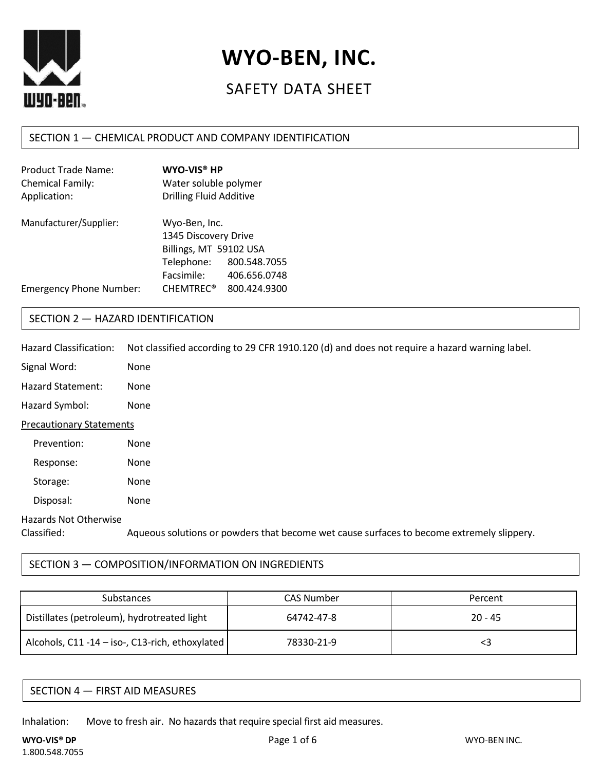# WYO-BEN, INC.

## SAFETY DATA SHEET

## SECTION 1 — CHEMICAL PRODUCT AND COMPANY IDENTIFICATION

Product Trade Name: **WYO-VIS® HP**
Chemical Family: Water soluble polymer
Application: Drilling Fluid Additive

Manufacturer/Supplier: Wyo-Ben, Inc.
1345 Discovery Drive
Billings, MT 59102 USA
Telephone: 800.548.7055
Facsimile: 406.656.0748
Emergency Phone Number: CHEMTREC® 800.424.9300

## SECTION 2 — HAZARD IDENTIFICATION

Hazard Classification: Not classified according to 29 CFR 1910.120 (d) and does not require a hazard warning label.

Signal Word: None

Hazard Statement: None

Hazard Symbol: None

<u>Precautionary Statements</u>

- Prevention: None
- Response: None
- Storage: None
- Disposal: None

Hazards Not Otherwise Classified: Aqueous solutions or powders that become wet cause surfaces to become extremely slippery.

## SECTION 3 — COMPOSITION/INFORMATION ON INGREDIENTS

| Substances | CAS Number | Percent |
| --- | --- | --- |
| Distillates (petroleum), hydrotreated light | 64742-47-8 | 20 - 45 |
| Alcohols, C11 -14 – iso-, C13-rich, ethoxylated | 78330-21-9 | <3 |

## SECTION 4 — FIRST AID MEASURES

Inhalation: Move to fresh air. No hazards that require special first aid measures.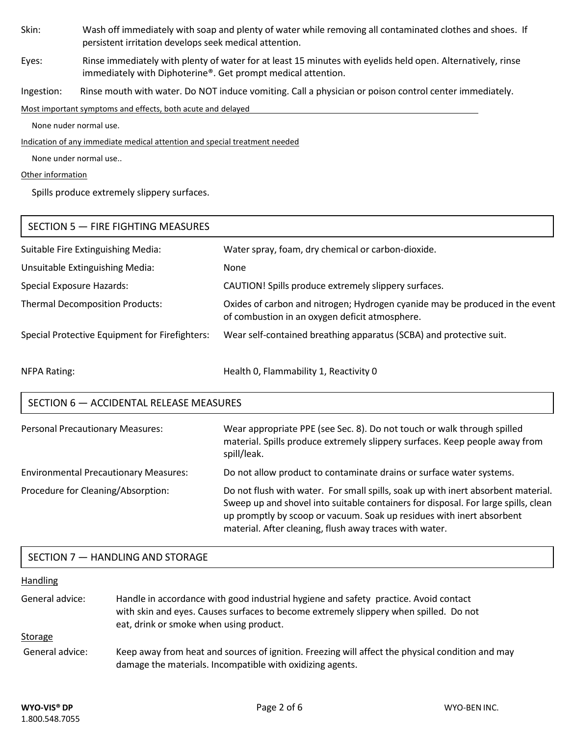Skin: Wash off immediately with soap and plenty of water while removing all contaminated clothes and shoes. If persistent irritation develops seek medical attention.

Eyes: Rinse immediately with plenty of water for at least 15 minutes with eyelids held open. Alternatively, rinse immediately with Diphoterine®. Get prompt medical attention.

Ingestion: Rinse mouth with water. Do NOT induce vomiting. Call a physician or poison control center immediately.

Most important symptoms and effects, both acute and delayed

None nuder normal use.

Indication of any immediate medical attention and special treatment needed

None under normal use..

Other information

Spills produce extremely slippery surfaces.

## SECTION 5 — FIRE FIGHTING MEASURES

| | |
|---|---|
| Suitable Fire Extinguishing Media: | Water spray, foam, dry chemical or carbon-dioxide. |
| Unsuitable Extinguishing Media: | None |
| Special Exposure Hazards: | CAUTION! Spills produce extremely slippery surfaces. |
| Thermal Decomposition Products: | Oxides of carbon and nitrogen; Hydrogen cyanide may be produced in the event of combustion in an oxygen deficit atmosphere. |
| Special Protective Equipment for Firefighters: | Wear self-contained breathing apparatus (SCBA) and protective suit. |
| NFPA Rating: | Health 0, Flammability 1, Reactivity 0 |

## SECTION 6 — ACCIDENTAL RELEASE MEASURES

| | |
|---|---|
| Personal Precautionary Measures: | Wear appropriate PPE (see Sec. 8). Do not touch or walk through spilled material. Spills produce extremely slippery surfaces. Keep people away from spill/leak. |
| Environmental Precautionary Measures: | Do not allow product to contaminate drains or surface water systems. |
| Procedure for Cleaning/Absorption: | Do not flush with water. For small spills, soak up with inert absorbent material. Sweep up and shovel into suitable containers for disposal. For large spills, clean up promptly by scoop or vacuum. Soak up residues with inert absorbent material. After cleaning, flush away traces with water. |

## SECTION 7 — HANDLING AND STORAGE

Handling

General advice: Handle in accordance with good industrial hygiene and safety practice. Avoid contact with skin and eyes. Causes surfaces to become extremely slippery when spilled. Do not eat, drink or smoke when using product.

Storage

General advice: Keep away from heat and sources of ignition. Freezing will affect the physical condition and may damage the materials. Incompatible with oxidizing agents.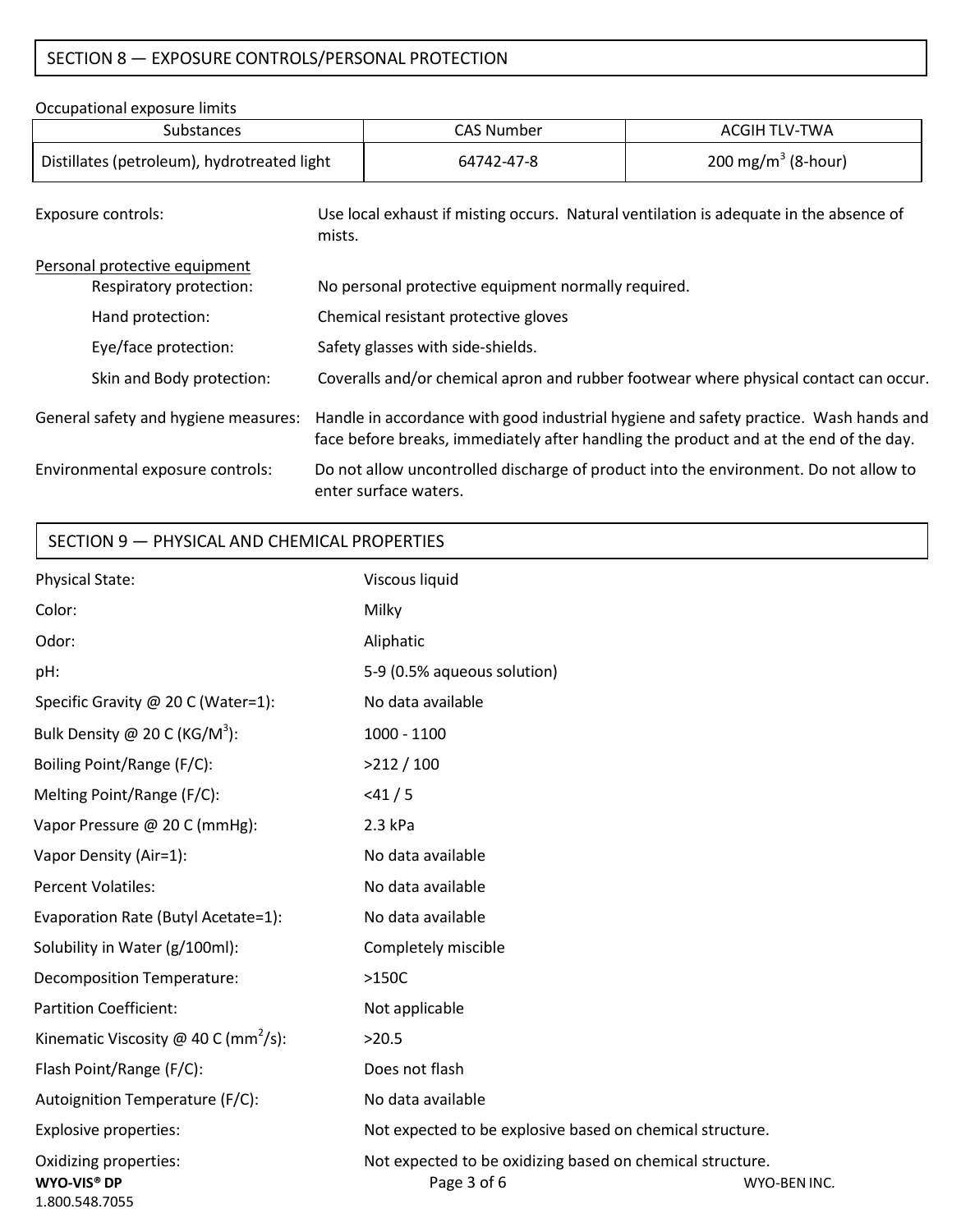## SECTION 8 — EXPOSURE CONTROLS/PERSONAL PROTECTION

Occupational exposure limits

| Substances | CAS Number | ACGIH TLV-TWA |
|---|---|---|
| Distillates (petroleum), hydrotreated light | 64742-47-8 | 200 $mg/m^3$ (8-hour) |

Exposure controls: Use local exhaust if misting occurs. Natural ventilation is adequate in the absence of mists.

Personal protective equipment

- Respiratory protection: No personal protective equipment normally required.
- Hand protection: Chemical resistant protective gloves
- Eye/face protection: Safety glasses with side-shields.
- Skin and Body protection: Coveralls and/or chemical apron and rubber footwear where physical contact can occur.

General safety and hygiene measures: Handle in accordance with good industrial hygiene and safety practice. Wash hands and face before breaks, immediately after handling the product and at the end of the day.

Environmental exposure controls: Do not allow uncontrolled discharge of product into the environment. Do not allow to enter surface waters.

## SECTION 9 — PHYSICAL AND CHEMICAL PROPERTIES

| Property | Value |
|---|---|
| Physical State: | Viscous liquid |
| Color: | Milky |
| Odor: | Aliphatic |
| pH: | 5-9 (0.5% aqueous solution) |
| Specific Gravity @ 20 C (Water=1): | No data available |
| Bulk Density @ 20 C ($KG/M^3$): | 1000 - 1100 |
| Boiling Point/Range (F/C): | >212 / 100 |
| Melting Point/Range (F/C): | <41 / 5 |
| Vapor Pressure @ 20 C (mmHg): | 2.3 kPa |
| Vapor Density (Air=1): | No data available |
| Percent Volatiles: | No data available |
| Evaporation Rate (Butyl Acetate=1): | No data available |
| Solubility in Water (g/100ml): | Completely miscible |
| Decomposition Temperature: | >150C |
| Partition Coefficient: | Not applicable |
| Kinematic Viscosity @ 40 C ($mm^2/s$): | >20.5 |
| Flash Point/Range (F/C): | Does not flash |
| Autoignition Temperature (F/C): | No data available |
| Explosive properties: | Not expected to be explosive based on chemical structure. |
| Oxidizing properties: | Not expected to be oxidizing based on chemical structure. |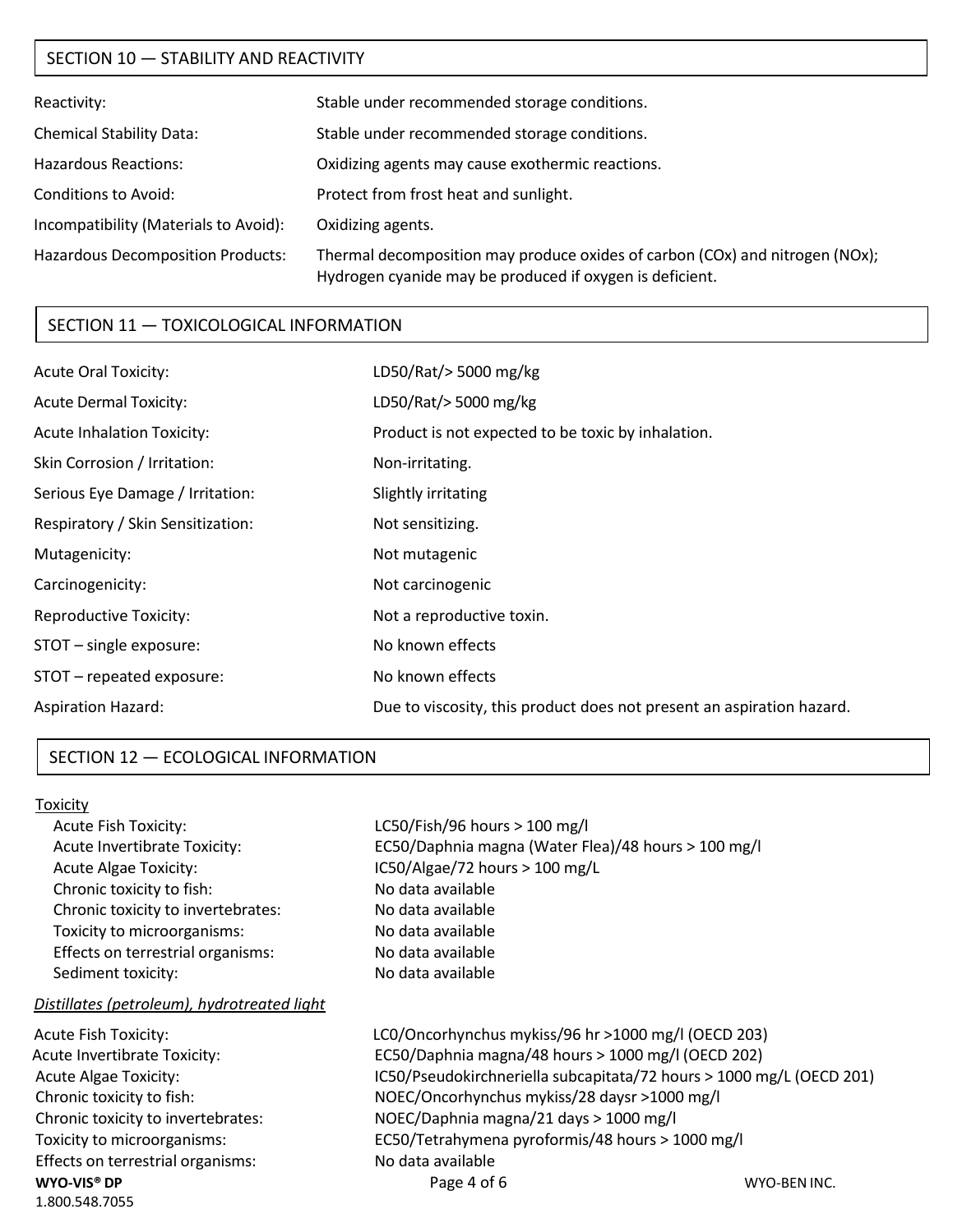## SECTION 10 — STABILITY AND REACTIVITY

| | |
|---|---|
| Reactivity: | Stable under recommended storage conditions. |
| Chemical Stability Data: | Stable under recommended storage conditions. |
| Hazardous Reactions: | Oxidizing agents may cause exothermic reactions. |
| Conditions to Avoid: | Protect from frost heat and sunlight. |
| Incompatibility (Materials to Avoid): | Oxidizing agents. |
| Hazardous Decomposition Products: | Thermal decomposition may produce oxides of carbon (COx) and nitrogen (NOx); Hydrogen cyanide may be produced if oxygen is deficient. |

## SECTION 11 — TOXICOLOGICAL INFORMATION

| | |
|---|---|
| Acute Oral Toxicity: | LD50/Rat/> 5000 mg/kg |
| Acute Dermal Toxicity: | LD50/Rat/> 5000 mg/kg |
| Acute Inhalation Toxicity: | Product is not expected to be toxic by inhalation. |
| Skin Corrosion / Irritation: | Non-irritating. |
| Serious Eye Damage / Irritation: | Slightly irritating |
| Respiratory / Skin Sensitization: | Not sensitizing. |
| Mutagenicity: | Not mutagenic |
| Carcinogenicity: | Not carcinogenic |
| Reproductive Toxicity: | Not a reproductive toxin. |
| STOT – single exposure: | No known effects |
| STOT – repeated exposure: | No known effects |
| Aspiration Hazard: | Due to viscosity, this product does not present an aspiration hazard. |

## SECTION 12 — ECOLOGICAL INFORMATION

Toxicity

| | |
|---|---|
| Acute Fish Toxicity: | LC50/Fish/96 hours > 100 mg/l |
| Acute Invertibrate Toxicity: | EC50/Daphnia magna (Water Flea)/48 hours > 100 mg/l |
| Acute Algae Toxicity: | IC50/Algae/72 hours > 100 mg/L |
| Chronic toxicity to fish: | No data available |
| Chronic toxicity to invertebrates: | No data available |
| Toxicity to microorganisms: | No data available |
| Effects on terrestrial organisms: | No data available |
| Sediment toxicity: | No data available |

*Distillates (petroleum), hydrotreated light*

| | |
|---|---|
| Acute Fish Toxicity: | LC0/Oncorhynchus mykiss/96 hr >1000 mg/l (OECD 203) |
| Acute Invertibrate Toxicity: | EC50/Daphnia magna/48 hours > 1000 mg/l (OECD 202) |
| Acute Algae Toxicity: | IC50/Pseudokirchneriella subcapitata/72 hours > 1000 mg/L (OECD 201) |
| Chronic toxicity to fish: | NOEC/Oncorhynchus mykiss/28 daysr >1000 mg/l |
| Chronic toxicity to invertebrates: | NOEC/Daphnia magna/21 days > 1000 mg/l |
| Toxicity to microorganisms: | EC50/Tetrahymena pyroformis/48 hours > 1000 mg/l |
| Effects on terrestrial organisms: | No data available |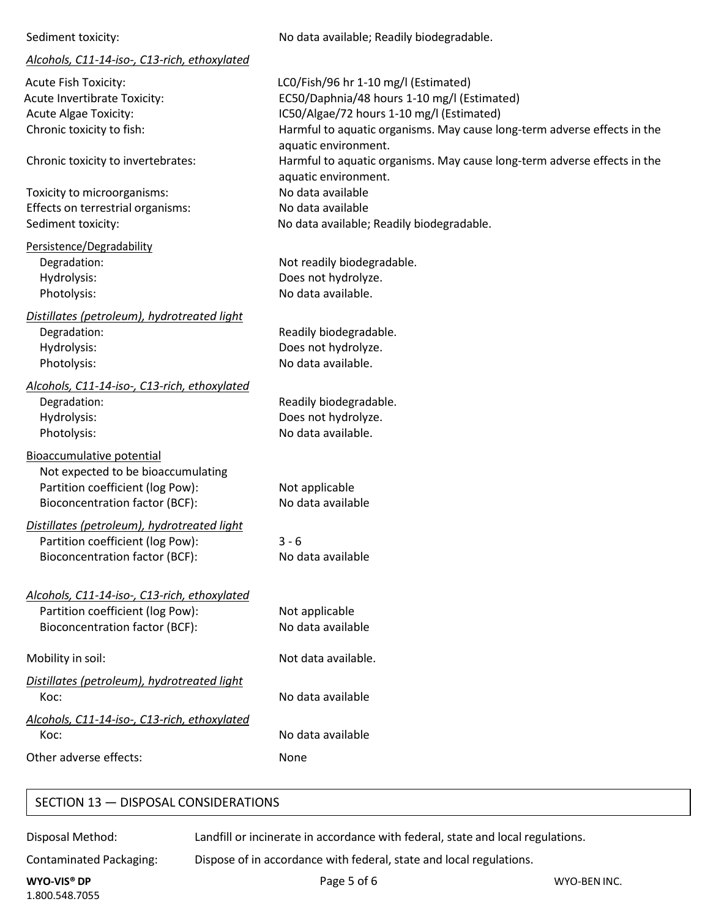Sediment toxicity: No data available; Readily biodegradable.

*Alcohols, C11-14-iso-, C13-rich, ethoxylated*

| | |
|---|---|
| Acute Fish Toxicity: | LC0/Fish/96 hr 1-10 mg/l (Estimated) |
| Acute Invertibrate Toxicity: | EC50/Daphnia/48 hours 1-10 mg/l (Estimated) |
| Acute Algae Toxicity: | IC50/Algae/72 hours 1-10 mg/l (Estimated) |
| Chronic toxicity to fish: | Harmful to aquatic organisms. May cause long-term adverse effects in the aquatic environment. |
| Chronic toxicity to invertebrates: | Harmful to aquatic organisms. May cause long-term adverse effects in the aquatic environment. |
| Toxicity to microorganisms: | No data available |
| Effects on terrestrial organisms: | No data available |
| Sediment toxicity: | No data available; Readily biodegradable. |

Persistence/Degradability

| | |
|---|---|
| Degradation: | Not readily biodegradable. |
| Hydrolysis: | Does not hydrolyze. |
| Photolysis: | No data available. |

*Distillates (petroleum), hydrotreated light*

| | |
|---|---|
| Degradation: | Readily biodegradable. |
| Hydrolysis: | Does not hydrolyze. |
| Photolysis: | No data available. |

*Alcohols, C11-14-iso-, C13-rich, ethoxylated*

| | |
|---|---|
| Degradation: | Readily biodegradable. |
| Hydrolysis: | Does not hydrolyze. |
| Photolysis: | No data available. |

Bioaccumulative potential

Not expected to be bioaccumulating

| | |
|---|---|
| Partition coefficient (log Pow): | Not applicable |
| Bioconcentration factor (BCF): | No data available |

*Distillates (petroleum), hydrotreated light*

| | |
|---|---|
| Partition coefficient (log Pow): | 3 - 6 |
| Bioconcentration factor (BCF): | No data available |

*Alcohols, C11-14-iso-, C13-rich, ethoxylated*

| | |
|---|---|
| Partition coefficient (log Pow): | Not applicable |
| Bioconcentration factor (BCF): | No data available |

Mobility in soil: Not data available.

*Distillates (petroleum), hydrotreated light*

Koc: No data available

*Alcohols, C11-14-iso-, C13-rich, ethoxylated*

Koc: No data available

Other adverse effects: None

## SECTION 13 — DISPOSAL CONSIDERATIONS

| | |
|---|---|
| Disposal Method: | Landfill or incinerate in accordance with federal, state and local regulations. |
| Contaminated Packaging: | Dispose of in accordance with federal, state and local regulations. |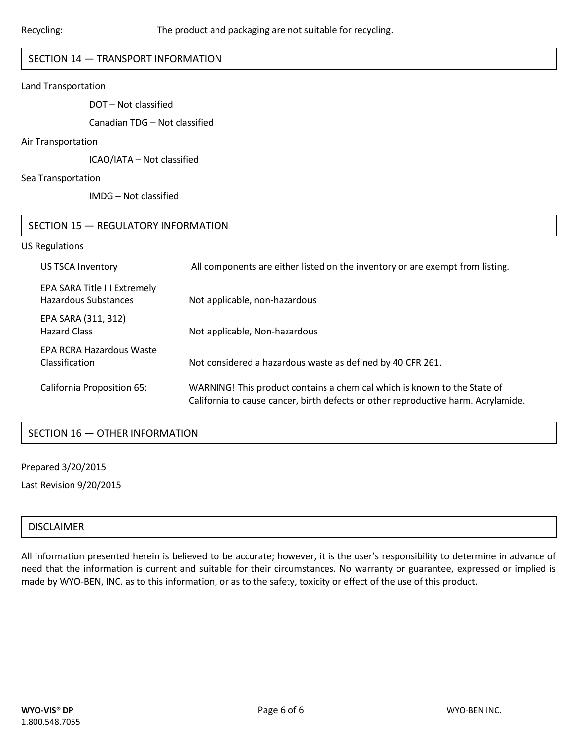Recycling: The product and packaging are not suitable for recycling.

## SECTION 14 — TRANSPORT INFORMATION

Land Transportation

DOT – Not classified

Canadian TDG – Not classified

Air Transportation

ICAO/IATA – Not classified

Sea Transportation

IMDG – Not classified

## SECTION 15 — REGULATORY INFORMATION

US Regulations

| | |
|---|---|
| US TSCA Inventory | All components are either listed on the inventory or are exempt from listing. |
| EPA SARA Title III Extremely Hazardous Substances | Not applicable, non-hazardous |
| EPA SARA (311, 312) Hazard Class | Not applicable, Non-hazardous |
| EPA RCRA Hazardous Waste Classification | Not considered a hazardous waste as defined by 40 CFR 261. |
| California Proposition 65: | WARNING! This product contains a chemical which is known to the State of California to cause cancer, birth defects or other reproductive harm. Acrylamide. |

## SECTION 16 — OTHER INFORMATION

Prepared 3/20/2015

Last Revision 9/20/2015

## DISCLAIMER

All information presented herein is believed to be accurate; however, it is the user's responsibility to determine in advance of need that the information is current and suitable for their circumstances. No warranty or guarantee, expressed or implied is made by WYO-BEN, INC. as to this information, or as to the safety, toxicity or effect of the use of this product.